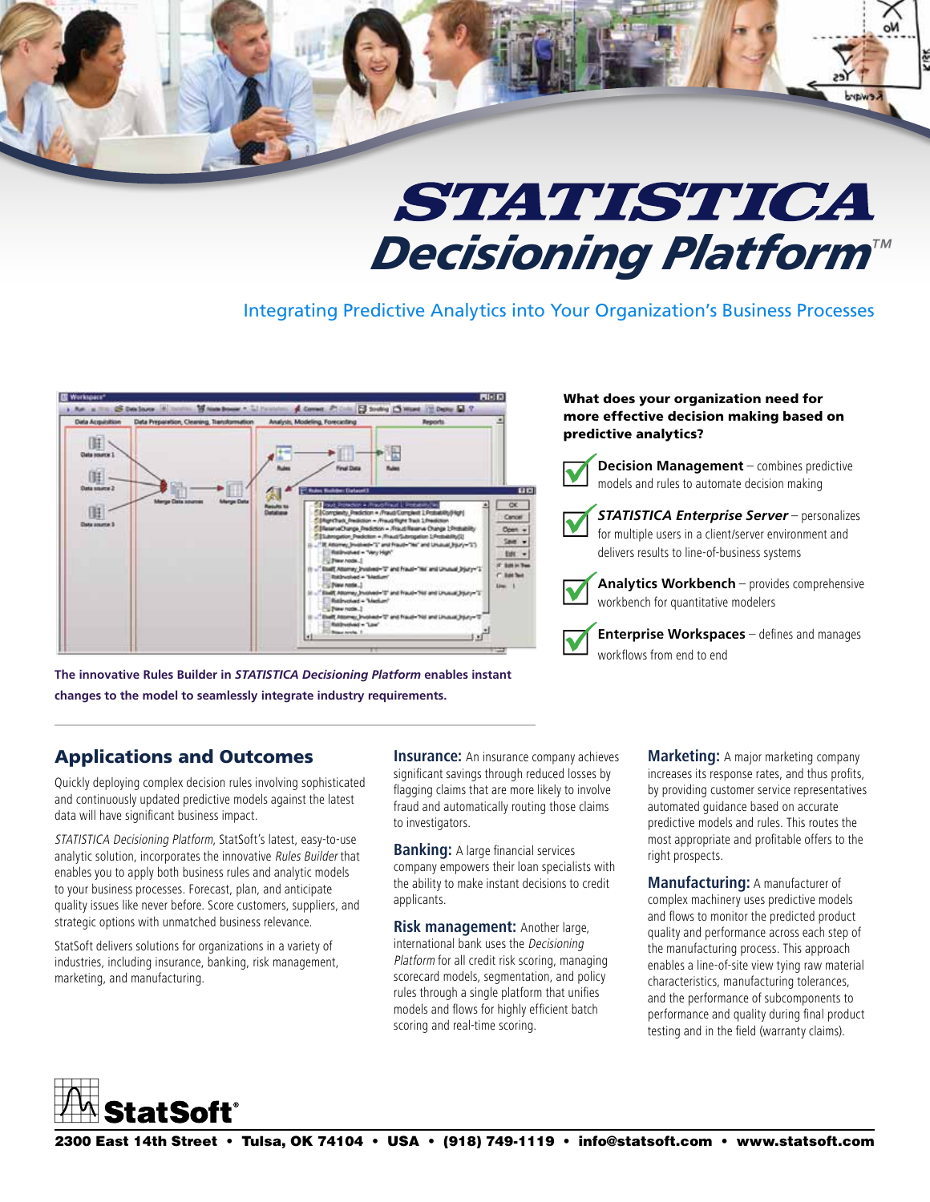# *STATISTICA* Decisioning Platform™

Integrating Predictive Analytics into Your Organization's Business Processes

**The innovative Rules Builder in *STATISTICA Decisioning Platform* enables instant changes to the model to seamlessly integrate industry requirements.**

**What does your organization need for more effective decision making based on predictive analytics?**

- **Decision Management** – combines predictive models and rules to automate decision making
- ***STATISTICA Enterprise Server*** – personalizes for multiple users in a client/server environment and delivers results to line-of-business systems
- **Analytics Workbench** – provides comprehensive workbench for quantitative modelers
- **Enterprise Workspaces** – defines and manages workflows from end to end

## Applications and Outcomes

Quickly deploying complex decision rules involving sophisticated and continuously updated predictive models against the latest data will have significant business impact.

*STATISTICA Decisioning Platform*, StatSoft's latest, easy-to-use analytic solution, incorporates the innovative *Rules Builder* that enables you to apply both business rules and analytic models to your business processes. Forecast, plan, and anticipate quality issues like never before. Score customers, suppliers, and strategic options with unmatched business relevance.

StatSoft delivers solutions for organizations in a variety of industries, including insurance, banking, risk management, marketing, and manufacturing.

**Insurance:** An insurance company achieves significant savings through reduced losses by flagging claims that are more likely to involve fraud and automatically routing those claims to investigators.

**Banking:** A large financial services company empowers their loan specialists with the ability to make instant decisions to credit applicants.

**Risk management:** Another large, international bank uses the *Decisioning Platform* for all credit risk scoring, managing scorecard models, segmentation, and policy rules through a single platform that unifies models and flows for highly efficient batch scoring and real-time scoring.

**Marketing:** A major marketing company increases its response rates, and thus profits, by providing customer service representatives automated guidance based on accurate predictive models and rules. This routes the most appropriate and profitable offers to the right prospects.

**Manufacturing:** A manufacturer of complex machinery uses predictive models and flows to monitor the predicted product quality and performance across each step of the manufacturing process. This approach enables a line-of-site view tying raw material characteristics, manufacturing tolerances, and the performance of subcomponents to performance and quality during final product testing and in the field (warranty claims).

**StatSoft®**

**2300 East 14th Street • Tulsa, OK 74104 • USA • (918) 749-1119 • info@statsoft.com • www.statsoft.com**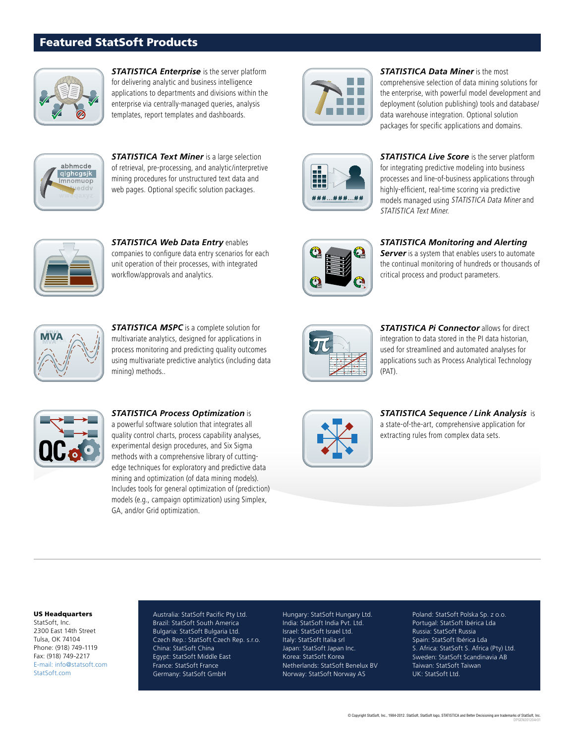## Featured StatSoft Products

***STATISTICA Enterprise*** is the server platform for delivering analytic and business intelligence applications to departments and divisions within the enterprise via centrally-managed queries, analysis templates, report templates and dashboards.

***STATISTICA Text Miner*** is a large selection of retrieval, pre-processing, and analytic/interpretive mining procedures for unstructured text data and web pages. Optional specific solution packages.

***STATISTICA Web Data Entry*** enables companies to configure data entry scenarios for each unit operation of their processes, with integrated workflow/approvals and analytics.

***STATISTICA MSPC*** is a complete solution for multivariate analytics, designed for applications in process monitoring and predicting quality outcomes using multivariate predictive analytics (including data mining) methods..

***STATISTICA Process Optimization*** is a powerful software solution that integrates all quality control charts, process capability analyses, experimental design procedures, and Six Sigma methods with a comprehensive library of cutting-edge techniques for exploratory and predictive data mining and optimization (of data mining models). Includes tools for general optimization of (prediction) models (e.g., campaign optimization) using Simplex, GA, and/or Grid optimization.

***STATISTICA Data Miner*** is the most comprehensive selection of data mining solutions for the enterprise, with powerful model development and deployment (solution publishing) tools and database/data warehouse integration. Optional solution packages for specific applications and domains.

***STATISTICA Live Score*** is the server platform for integrating predictive modeling into business processes and line-of-business applications through highly-efficient, real-time scoring via predictive models managed using *STATISTICA Data Miner* and *STATISTICA Text Miner.*

***STATISTICA Monitoring and Alerting Server*** is a system that enables users to automate the continual monitoring of hundreds or thousands of critical process and product parameters.

***STATISTICA Pi Connector*** allows for direct integration to data stored in the PI data historian, used for streamlined and automated analyses for applications such as Process Analytical Technology (PAT).

***STATISTICA Sequence / Link Analysis*** is a state-of-the-art, comprehensive application for extracting rules from complex data sets.

---

**US Headquarters**
StatSoft, Inc.
2300 East 14th Street
Tulsa, OK 74104
Phone: (918) 749-1119
Fax: (918) 749-2217
E-mail: info@statsoft.com
StatSoft.com

Australia: StatSoft Pacific Pty Ltd.
Brazil: StatSoft South America
Bulgaria: StatSoft Bulgaria Ltd.
Czech Rep.: StatSoft Czech Rep. s.r.o.
China: StatSoft China
Egypt: StatSoft Middle East
France: StatSoft France
Germany: StatSoft GmbH
Hungary: StatSoft Hungary Ltd.
India: StatSoft India Pvt. Ltd.
Israel: StatSoft Israel Ltd.
Italy: StatSoft Italia srl
Japan: StatSoft Japan Inc.
Korea: StatSoft Korea
Netherlands: StatSoft Benelux BV
Norway: StatSoft Norway AS
Poland: StatSoft Polska Sp. z o.o.
Portugal: StatSoft Ibérica Lda
Russia: StatSoft Russia
Spain: StatSoft Ibérica Lda
S. Africa: StatSoft S. Africa (Pty) Ltd.
Sweden: StatSoft Scandinavia AB
Taiwan: StatSoft Taiwan
UK: StatSoft Ltd.

© Copyright StatSoft, Inc., 1984-2012. StatSoft, StatSoft logo, STATISTICA and Better Decisioning are trademarks of StatSoft, Inc.